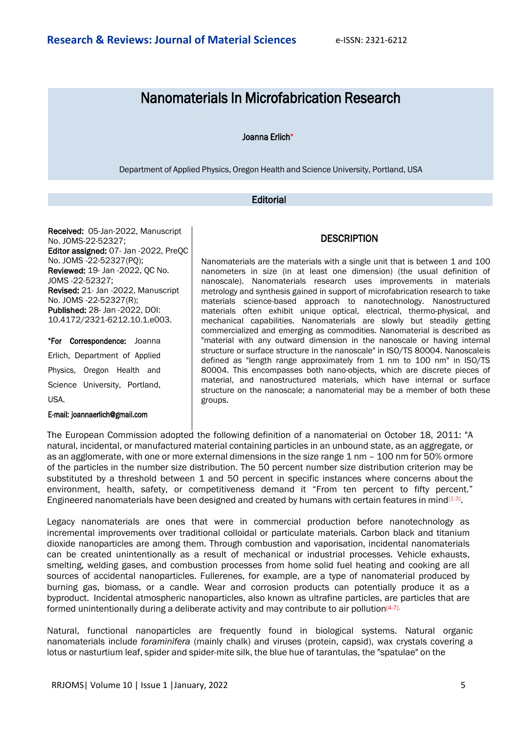# Nanomaterials In Microfabrication Research

Joanna Erlich*

Department of Applied Physics, Oregon Health and Science University, Portland, USA

## Editorial

**Received:** 05-Jan-2022, Manuscript No. JOMS-22-52327;
**Editor assigned:** 07- Jan -2022, PreQC No. JOMS -22-52327(PQ);
**Reviewed:** 19- Jan -2022, QC No. JOMS -22-52327;
**Revised:** 21- Jan -2022, Manuscript No. JOMS -22-52327(R);
**Published:** 28- Jan -2022, DOI: 10.4172/2321-6212.10.1.e003.

**\*For Correspondence:** Joanna Erlich, Department of Applied Physics, Oregon Health and Science University, Portland, USA.

**E-mail:** joannaerlich@gmail.com

## DESCRIPTION

Nanomaterials are the materials with a single unit that is between 1 and 100 nanometers in size (in at least one dimension) (the usual definition of nanoscale). Nanomaterials research uses improvements in materials metrology and synthesis gained in support of microfabrication research to take materials science-based approach to nanotechnology. Nanostructured materials often exhibit unique optical, electrical, thermo-physical, and mechanical capabilities. Nanomaterials are slowly but steadily getting commercialized and emerging as commodities. Nanomaterial is described as "material with any outward dimension in the nanoscale or having internal structure or surface structure in the nanoscale" in ISO/TS 80004. Nanoscaleis defined as "length range approximately from 1 nm to 100 nm" in ISO/TS 80004. This encompasses both nano-objects, which are discrete pieces of material, and nanostructured materials, which have internal or surface structure on the nanoscale; a nanomaterial may be a member of both these groups.

The European Commission adopted the following definition of a nanomaterial on October 18, 2011: "A natural, incidental, or manufactured material containing particles in an unbound state, as an aggregate, or as an agglomerate, with one or more external dimensions in the size range 1 nm – 100 nm for 50% ormore of the particles in the number size distribution. The 50 percent number size distribution criterion may be substituted by a threshold between 1 and 50 percent in specific instances where concerns about the environment, health, safety, or competitiveness demand it "From ten percent to fifty percent." Engineered nanomaterials have been designed and created by humans with certain features in mind[1-3].

Legacy nanomaterials are ones that were in commercial production before nanotechnology as incremental improvements over traditional colloidal or particulate materials. Carbon black and titanium dioxide nanoparticles are among them. Through combustion and vaporisation, incidental nanomaterials can be created unintentionally as a result of mechanical or industrial processes. Vehicle exhausts, smelting, welding gases, and combustion processes from home solid fuel heating and cooking are all sources of accidental nanoparticles. Fullerenes, for example, are a type of nanomaterial produced by burning gas, biomass, or a candle. Wear and corrosion products can potentially produce it as a byproduct. Incidental atmospheric nanoparticles, also known as ultrafine particles, are particles that are formed unintentionally during a deliberate activity and may contribute to air pollution[4-7].

Natural, functional nanoparticles are frequently found in biological systems. Natural organic nanomaterials include *foraminifera* (mainly chalk) and viruses (protein, capsid), wax crystals covering a lotus or nasturtium leaf, spider and spider-mite silk, the blue hue of tarantulas, the "spatulae" on the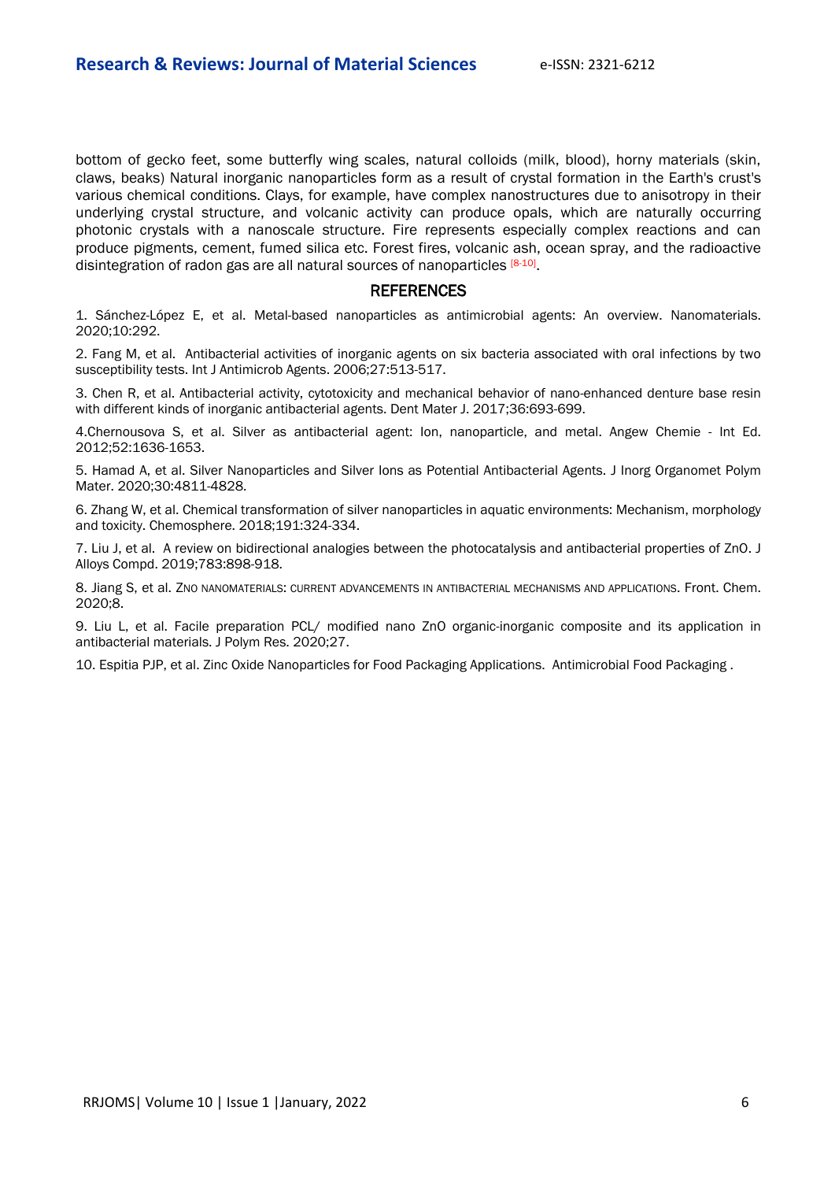bottom of gecko feet, some butterfly wing scales, natural colloids (milk, blood), horny materials (skin, claws, beaks) Natural inorganic nanoparticles form as a result of crystal formation in the Earth's crust's various chemical conditions. Clays, for example, have complex nanostructures due to anisotropy in their underlying crystal structure, and volcanic activity can produce opals, which are naturally occurring photonic crystals with a nanoscale structure. Fire represents especially complex reactions and can produce pigments, cement, fumed silica etc. Forest fires, volcanic ash, ocean spray, and the radioactive disintegration of radon gas are all natural sources of nanoparticles [8-10].

## REFERENCES

1. Sánchez-López E, et al. Metal-based nanoparticles as antimicrobial agents: An overview. Nanomaterials. 2020;10:292.

2. Fang M, et al. Antibacterial activities of inorganic agents on six bacteria associated with oral infections by two susceptibility tests. Int J Antimicrob Agents. 2006;27:513-517.

3. Chen R, et al. Antibacterial activity, cytotoxicity and mechanical behavior of nano-enhanced denture base resin with different kinds of inorganic antibacterial agents. Dent Mater J. 2017;36:693-699.

4. Chernousova S, et al. Silver as antibacterial agent: Ion, nanoparticle, and metal. Angew Chemie - Int Ed. 2012;52:1636-1653.

5. Hamad A, et al. Silver Nanoparticles and Silver Ions as Potential Antibacterial Agents. J Inorg Organomet Polym Mater. 2020;30:4811-4828.

6. Zhang W, et al. Chemical transformation of silver nanoparticles in aquatic environments: Mechanism, morphology and toxicity. Chemosphere. 2018;191:324-334.

7. Liu J, et al. A review on bidirectional analogies between the photocatalysis and antibacterial properties of ZnO. J Alloys Compd. 2019;783:898-918.

8. Jiang S, et al. ZNO NANOMATERIALS: CURRENT ADVANCEMENTS IN ANTIBACTERIAL MECHANISMS AND APPLICATIONS. Front. Chem. 2020;8.

9. Liu L, et al. Facile preparation PCL/ modified nano ZnO organic-inorganic composite and its application in antibacterial materials. J Polym Res. 2020;27.

10. Espitia PJP, et al. Zinc Oxide Nanoparticles for Food Packaging Applications. Antimicrobial Food Packaging .